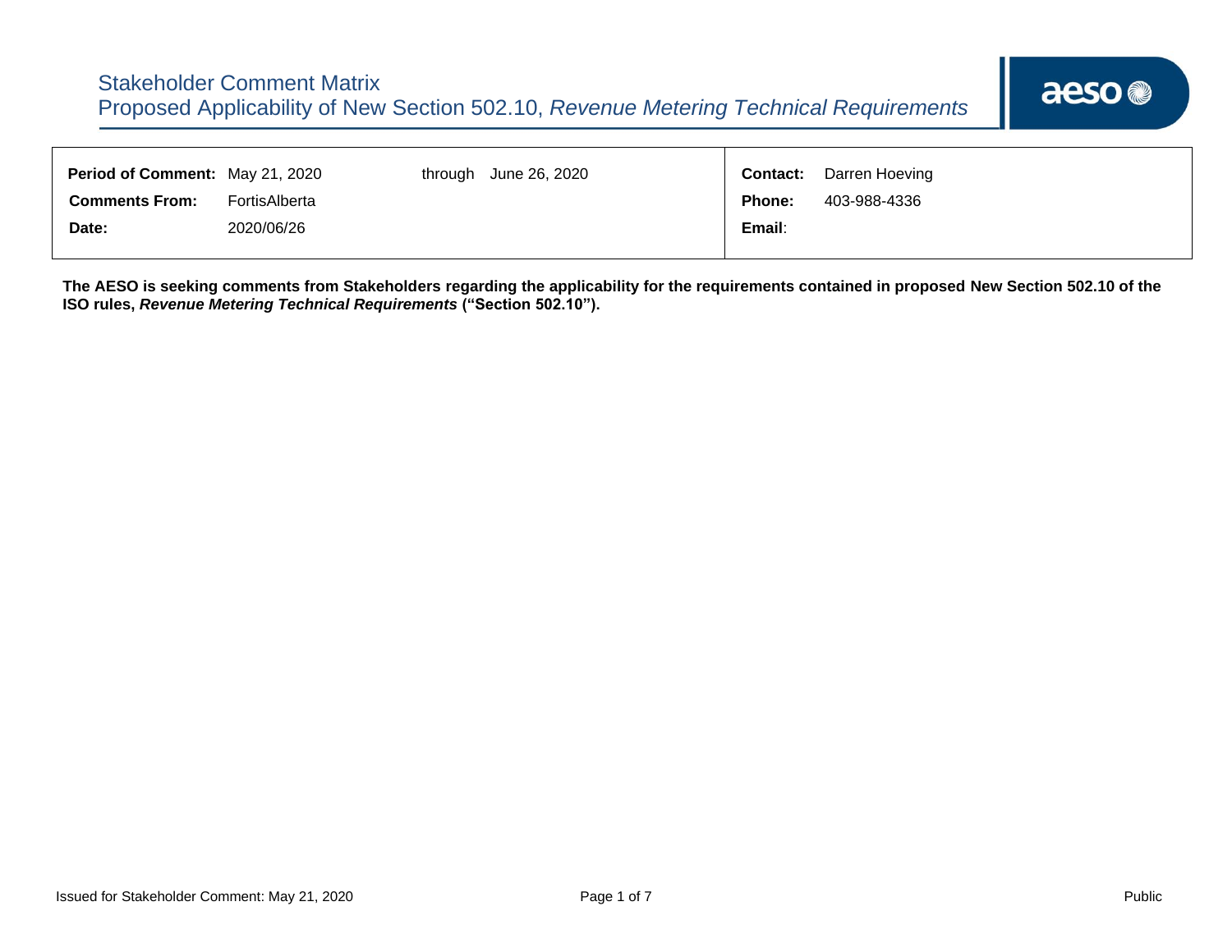# Stakeholder Comment Matrix

## Proposed Applicability of New Section 502.10, *Revenue Metering Technical Requirements*

| | | | | | |
|---|---|---|---|---|---|
| **Period of Comment:** | May 21, 2020 | through | June 26, 2020 | **Contact:** | Darren Hoeving |
| **Comments From:** | FortisAlberta | | | **Phone:** | 403-988-4336 |
| **Date:** | 2020/06/26 | | | **Email:** | |

**The AESO is seeking comments from Stakeholders regarding the applicability for the requirements contained in proposed New Section 502.10 of the ISO rules, *Revenue Metering Technical Requirements* ("Section 502.10").**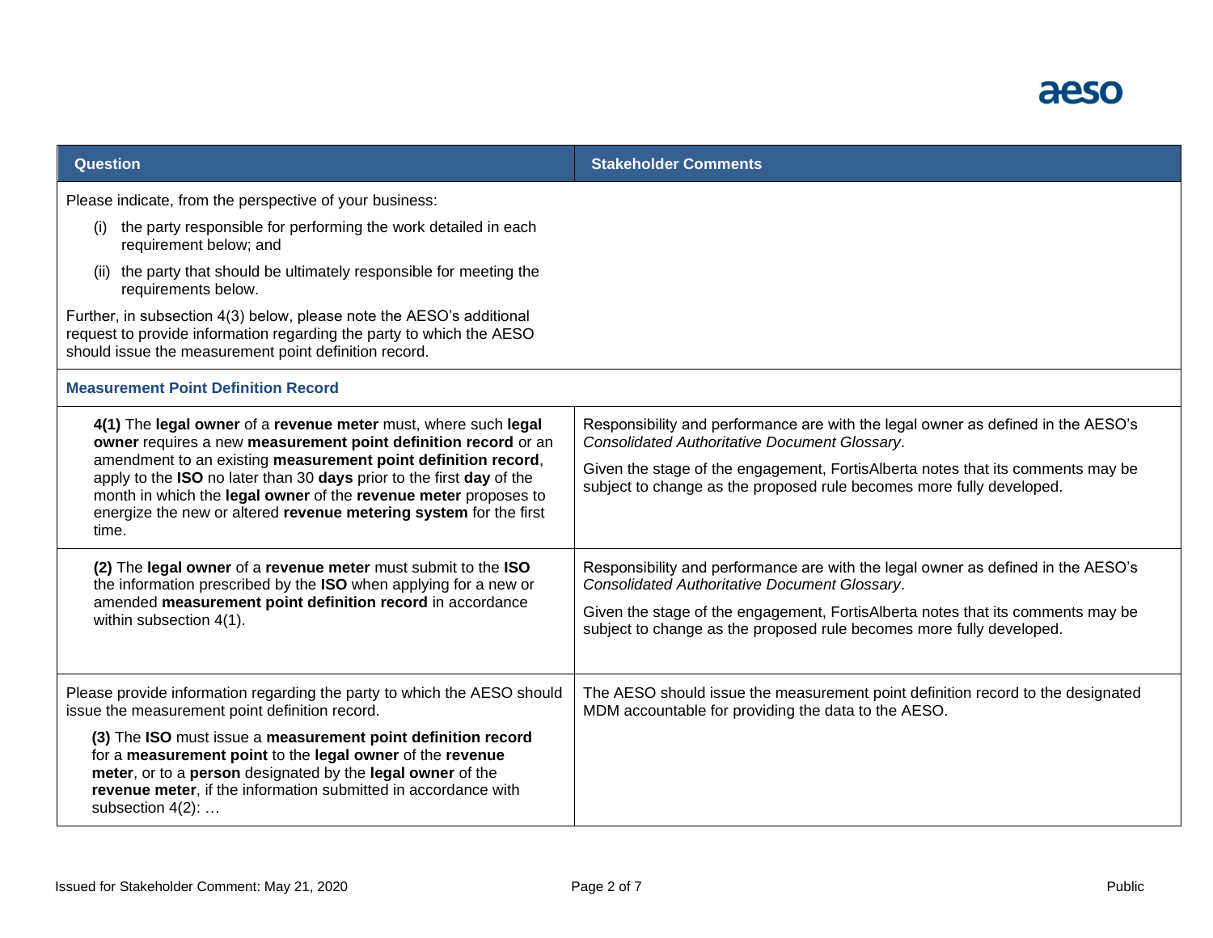| Question | Stakeholder Comments |
|---|---|
| Please indicate, from the perspective of your business:<br>(i) the party responsible for performing the work detailed in each requirement below; and<br>(ii) the party that should be ultimately responsible for meeting the requirements below.<br>Further, in subsection 4(3) below, please note the AESO's additional request to provide information regarding the party to which the AESO should issue the measurement point definition record. | |
| **Measurement Point Definition Record** | |
| **4(1)** The **legal owner** of a **revenue meter** must, where such **legal owner** requires a new **measurement point definition record** or an amendment to an existing **measurement point definition record**, apply to the **ISO** no later than 30 **days** prior to the first **day** of the month in which the **legal owner** of the **revenue meter** proposes to energize the new or altered **revenue metering system** for the first time. | Responsibility and performance are with the legal owner as defined in the AESO's *Consolidated Authoritative Document Glossary*.<br>Given the stage of the engagement, FortisAlberta notes that its comments may be subject to change as the proposed rule becomes more fully developed. |
| **(2)** The **legal owner** of a **revenue meter** must submit to the **ISO** the information prescribed by the **ISO** when applying for a new or amended **measurement point definition record** in accordance within subsection 4(1). | Responsibility and performance are with the legal owner as defined in the AESO's *Consolidated Authoritative Document Glossary*.<br>Given the stage of the engagement, FortisAlberta notes that its comments may be subject to change as the proposed rule becomes more fully developed. |
| Please provide information regarding the party to which the AESO should issue the measurement point definition record.<br>**(3)** The **ISO** must issue a **measurement point definition record** for a **measurement point** to the **legal owner** of the **revenue meter**, or to a **person** designated by the **legal owner** of the **revenue meter**, if the information submitted in accordance with subsection 4(2): … | The AESO should issue the measurement point definition record to the designated MDM accountable for providing the data to the AESO. |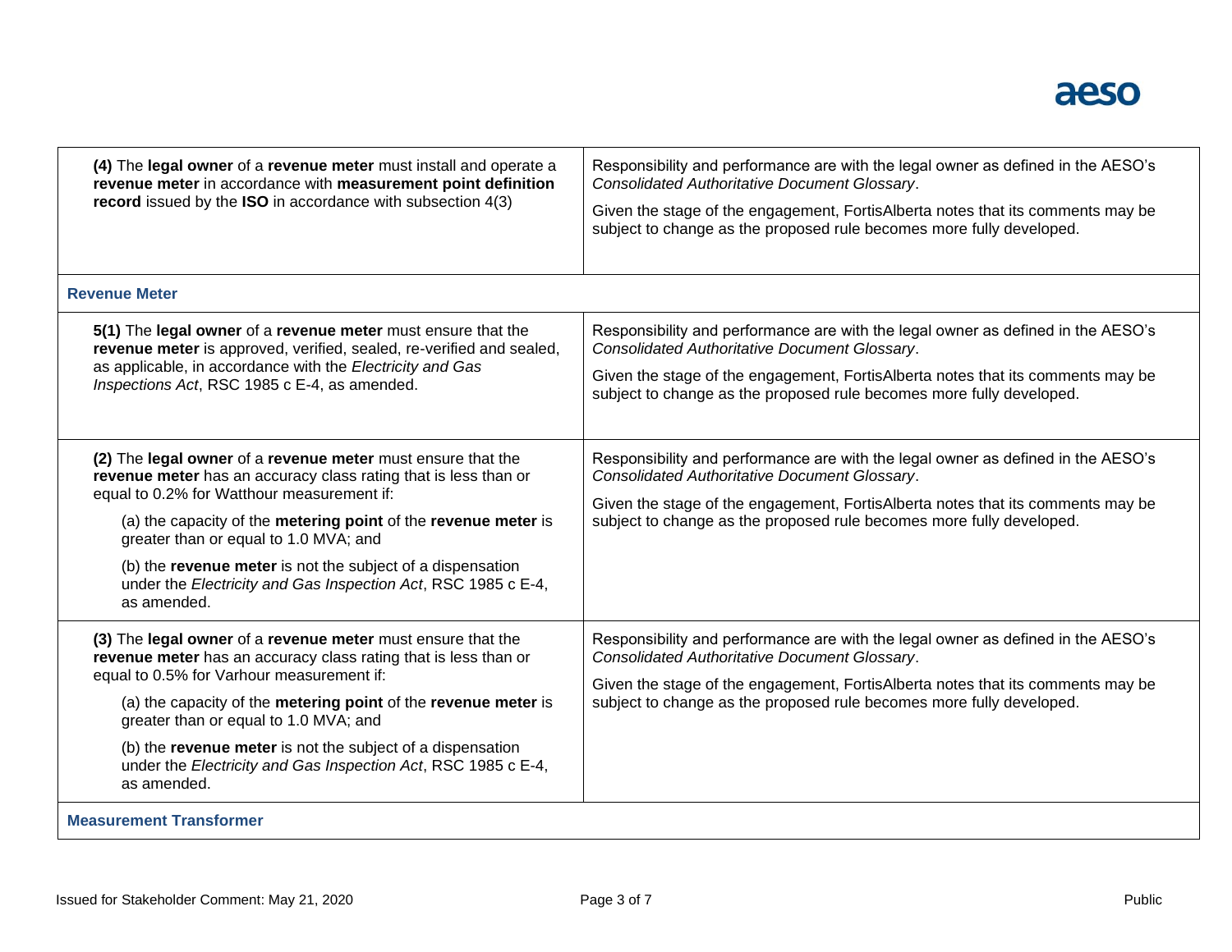| | |
|---|---|
| **(4)** The **legal owner** of a **revenue meter** must install and operate a **revenue meter** in accordance with **measurement point definition record** issued by the **ISO** in accordance with subsection 4(3) | Responsibility and performance are with the legal owner as defined in the AESO's *Consolidated Authoritative Document Glossary*.<br><br>Given the stage of the engagement, FortisAlberta notes that its comments may be subject to change as the proposed rule becomes more fully developed. |
| **Revenue Meter** | |
| **5(1)** The **legal owner** of a **revenue meter** must ensure that the **revenue meter** is approved, verified, sealed, re-verified and sealed, as applicable, in accordance with the *Electricity and Gas Inspections Act*, RSC 1985 c E-4, as amended. | Responsibility and performance are with the legal owner as defined in the AESO's *Consolidated Authoritative Document Glossary*.<br><br>Given the stage of the engagement, FortisAlberta notes that its comments may be subject to change as the proposed rule becomes more fully developed. |
| **(2)** The **legal owner** of a **revenue meter** must ensure that the **revenue meter** has an accuracy class rating that is less than or equal to 0.2% for Watthour measurement if:<br><br>(a) the capacity of the **metering point** of the **revenue meter** is greater than or equal to 1.0 MVA; and<br><br>(b) the **revenue meter** is not the subject of a dispensation under the *Electricity and Gas Inspection Act*, RSC 1985 c E-4, as amended. | Responsibility and performance are with the legal owner as defined in the AESO's *Consolidated Authoritative Document Glossary*.<br><br>Given the stage of the engagement, FortisAlberta notes that its comments may be subject to change as the proposed rule becomes more fully developed. |
| **(3)** The **legal owner** of a **revenue meter** must ensure that the **revenue meter** has an accuracy class rating that is less than or equal to 0.5% for Varhour measurement if:<br><br>(a) the capacity of the **metering point** of the **revenue meter** is greater than or equal to 1.0 MVA; and<br><br>(b) the **revenue meter** is not the subject of a dispensation under the *Electricity and Gas Inspection Act*, RSC 1985 c E-4, as amended. | Responsibility and performance are with the legal owner as defined in the AESO's *Consolidated Authoritative Document Glossary*.<br><br>Given the stage of the engagement, FortisAlberta notes that its comments may be subject to change as the proposed rule becomes more fully developed. |
| **Measurement Transformer** | |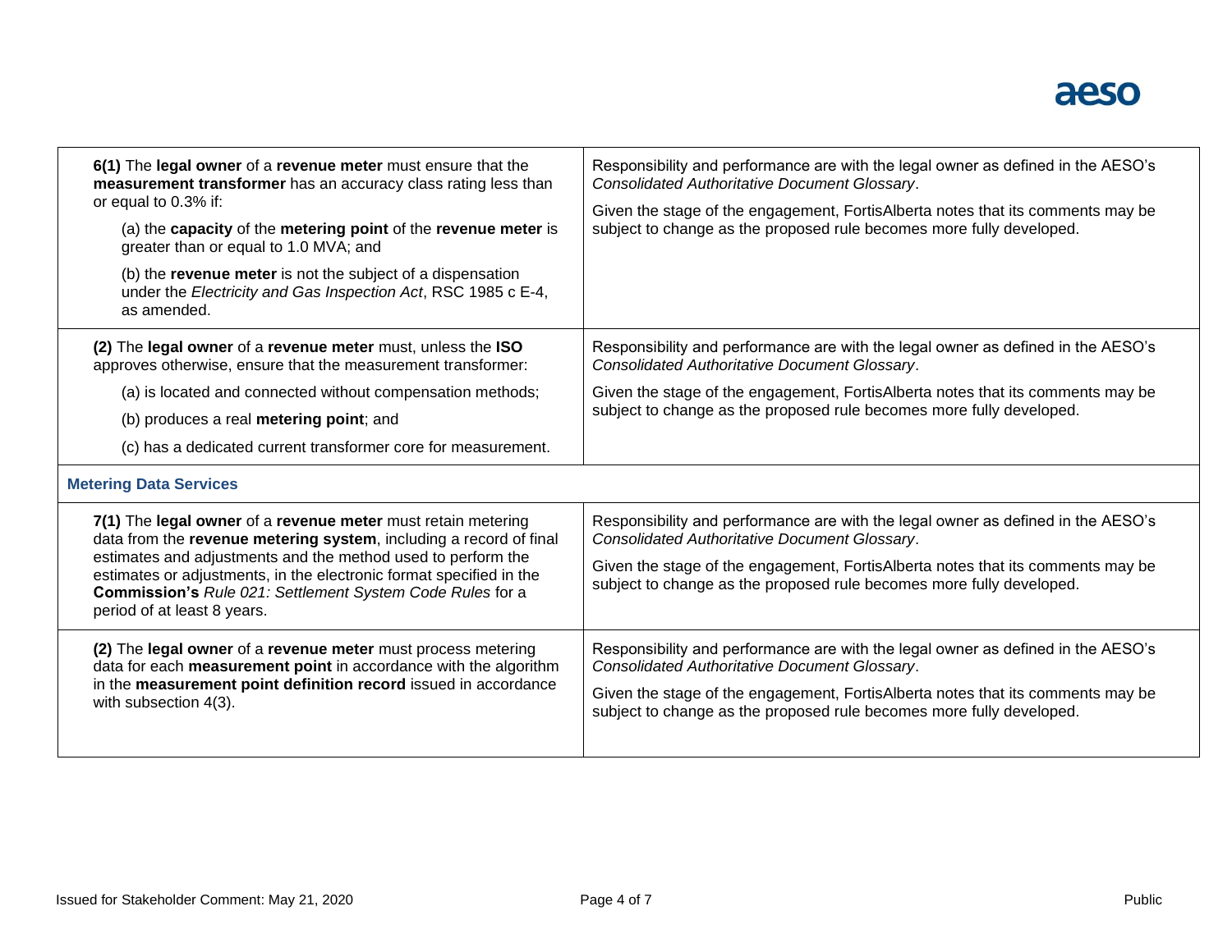| | |
|---|---|
| **6(1)** The **legal owner** of a **revenue meter** must ensure that the **measurement transformer** has an accuracy class rating less than or equal to 0.3% if:<br><br>(a) the **capacity** of the **metering point** of the **revenue meter** is greater than or equal to 1.0 MVA; and<br><br>(b) the **revenue meter** is not the subject of a dispensation under the *Electricity and Gas Inspection Act*, RSC 1985 c E-4, as amended. | Responsibility and performance are with the legal owner as defined in the AESO's *Consolidated Authoritative Document Glossary*.<br><br>Given the stage of the engagement, FortisAlberta notes that its comments may be subject to change as the proposed rule becomes more fully developed. |
| **(2)** The **legal owner** of a **revenue meter** must, unless the **ISO** approves otherwise, ensure that the measurement transformer:<br><br>(a) is located and connected without compensation methods;<br><br>(b) produces a real **metering point**; and<br><br>(c) has a dedicated current transformer core for measurement. | Responsibility and performance are with the legal owner as defined in the AESO's *Consolidated Authoritative Document Glossary*.<br><br>Given the stage of the engagement, FortisAlberta notes that its comments may be subject to change as the proposed rule becomes more fully developed. |
| **Metering Data Services** | |
| **7(1)** The **legal owner** of a **revenue meter** must retain metering data from the **revenue metering system**, including a record of final estimates and adjustments and the method used to perform the estimates or adjustments, in the electronic format specified in the **Commission's** *Rule 021: Settlement System Code Rules* for a period of at least 8 years. | Responsibility and performance are with the legal owner as defined in the AESO's *Consolidated Authoritative Document Glossary*.<br><br>Given the stage of the engagement, FortisAlberta notes that its comments may be subject to change as the proposed rule becomes more fully developed. |
| **(2)** The **legal owner** of a **revenue meter** must process metering data for each **measurement point** in accordance with the algorithm in the **measurement point definition record** issued in accordance with subsection 4(3). | Responsibility and performance are with the legal owner as defined in the AESO's *Consolidated Authoritative Document Glossary*.<br><br>Given the stage of the engagement, FortisAlberta notes that its comments may be subject to change as the proposed rule becomes more fully developed. |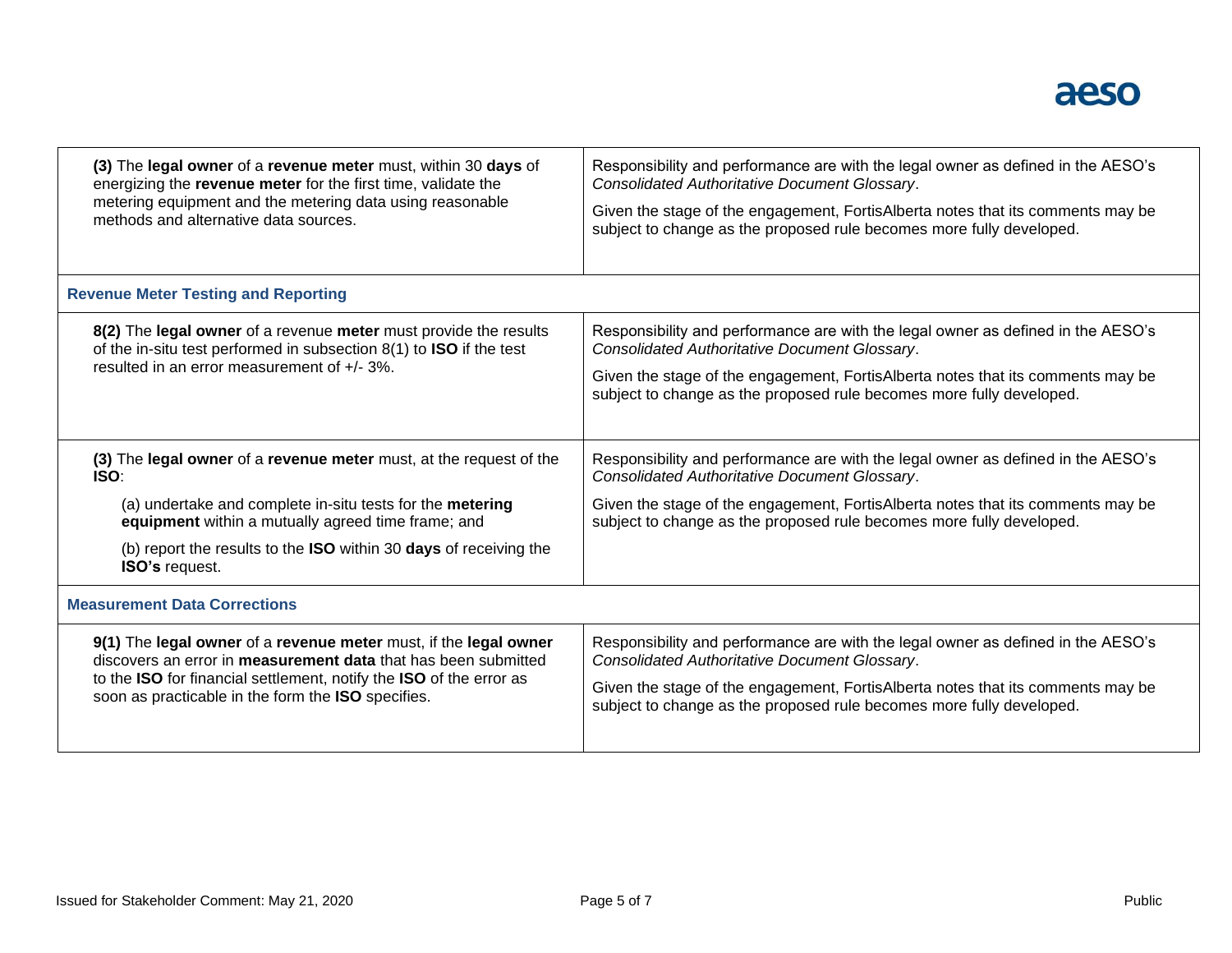| | |
|---|---|
| **(3)** The **legal owner** of a **revenue meter** must, within 30 **days** of energizing the **revenue meter** for the first time, validate the metering equipment and the metering data using reasonable methods and alternative data sources. | Responsibility and performance are with the legal owner as defined in the AESO's *Consolidated Authoritative Document Glossary*.<br><br>Given the stage of the engagement, FortisAlberta notes that its comments may be subject to change as the proposed rule becomes more fully developed. |
| **Revenue Meter Testing and Reporting** | |
| **8(2)** The **legal owner** of a revenue **meter** must provide the results of the in-situ test performed in subsection 8(1) to **ISO** if the test resulted in an error measurement of +/- 3%. | Responsibility and performance are with the legal owner as defined in the AESO's *Consolidated Authoritative Document Glossary*.<br><br>Given the stage of the engagement, FortisAlberta notes that its comments may be subject to change as the proposed rule becomes more fully developed. |
| **(3)** The **legal owner** of a **revenue meter** must, at the request of the **ISO**:<br><br>(a) undertake and complete in-situ tests for the **metering equipment** within a mutually agreed time frame; and<br><br>(b) report the results to the **ISO** within 30 **days** of receiving the **ISO's** request. | Responsibility and performance are with the legal owner as defined in the AESO's *Consolidated Authoritative Document Glossary*.<br><br>Given the stage of the engagement, FortisAlberta notes that its comments may be subject to change as the proposed rule becomes more fully developed. |
| **Measurement Data Corrections** | |
| **9(1)** The **legal owner** of a **revenue meter** must, if the **legal owner** discovers an error in **measurement data** that has been submitted to the **ISO** for financial settlement, notify the **ISO** of the error as soon as practicable in the form the **ISO** specifies. | Responsibility and performance are with the legal owner as defined in the AESO's *Consolidated Authoritative Document Glossary*.<br><br>Given the stage of the engagement, FortisAlberta notes that its comments may be subject to change as the proposed rule becomes more fully developed. |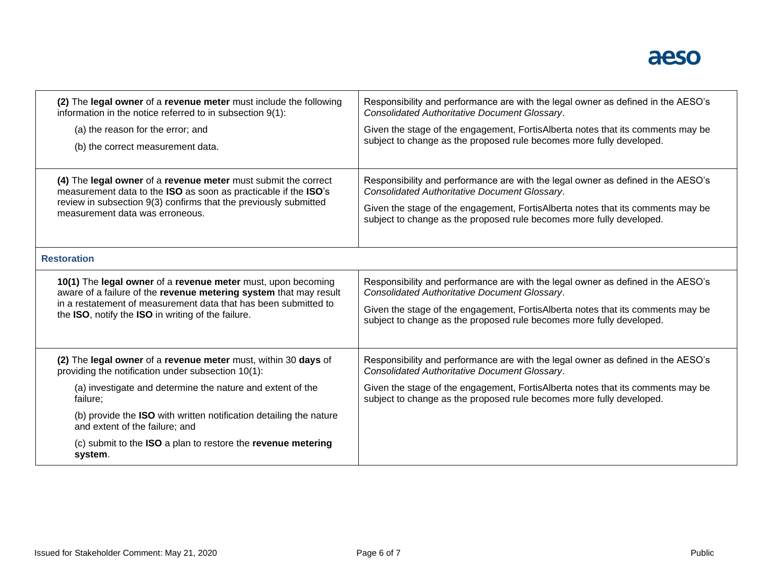| | |
|---|---|
| **(2)** The **legal owner** of a **revenue meter** must include the following information in the notice referred to in subsection 9(1):<br><br>(a) the reason for the error; and<br><br>(b) the correct measurement data. | Responsibility and performance are with the legal owner as defined in the AESO's *Consolidated Authoritative Document Glossary*.<br><br>Given the stage of the engagement, FortisAlberta notes that its comments may be subject to change as the proposed rule becomes more fully developed. |
| **(4)** The **legal owner** of a **revenue meter** must submit the correct measurement data to the **ISO** as soon as practicable if the **ISO**'s review in subsection 9(3) confirms that the previously submitted measurement data was erroneous. | Responsibility and performance are with the legal owner as defined in the AESO's *Consolidated Authoritative Document Glossary*.<br><br>Given the stage of the engagement, FortisAlberta notes that its comments may be subject to change as the proposed rule becomes more fully developed. |
| **Restoration** | |
| **10(1)** The **legal owner** of a **revenue meter** must, upon becoming aware of a failure of the **revenue metering system** that may result in a restatement of measurement data that has been submitted to the **ISO**, notify the **ISO** in writing of the failure. | Responsibility and performance are with the legal owner as defined in the AESO's *Consolidated Authoritative Document Glossary*.<br><br>Given the stage of the engagement, FortisAlberta notes that its comments may be subject to change as the proposed rule becomes more fully developed. |
| **(2)** The **legal owner** of a **revenue meter** must, within 30 **days** of providing the notification under subsection 10(1):<br><br>(a) investigate and determine the nature and extent of the failure;<br><br>(b) provide the **ISO** with written notification detailing the nature and extent of the failure; and<br><br>(c) submit to the **ISO** a plan to restore the **revenue metering system**. | Responsibility and performance are with the legal owner as defined in the AESO's *Consolidated Authoritative Document Glossary*.<br><br>Given the stage of the engagement, FortisAlberta notes that its comments may be subject to change as the proposed rule becomes more fully developed. |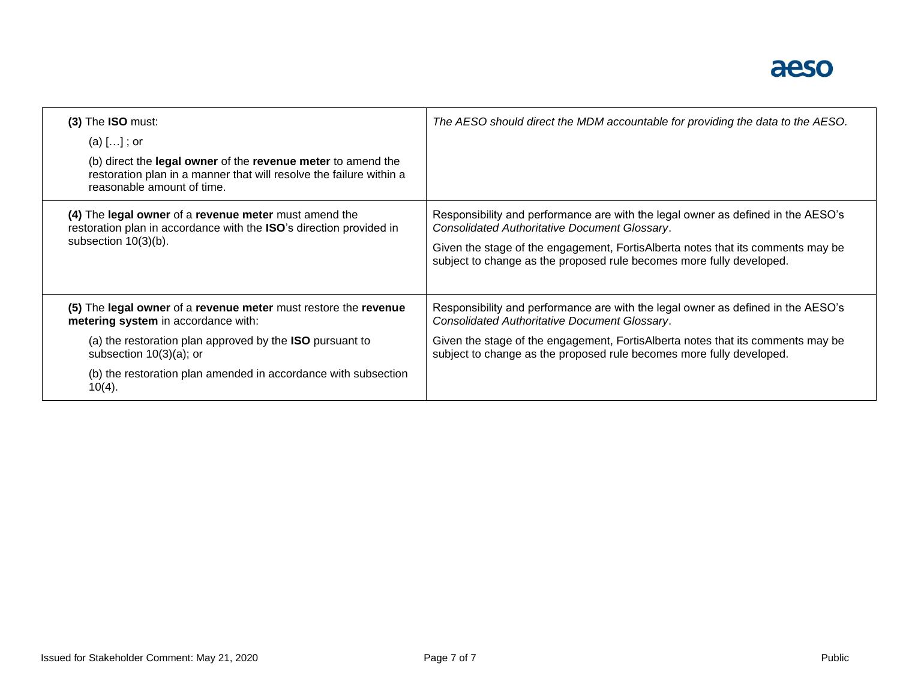| | |
|---|---|
| **(3)** The **ISO** must:<br>(a) […] ; or<br>(b) direct the **legal owner** of the **revenue meter** to amend the restoration plan in a manner that will resolve the failure within a reasonable amount of time. | *The AESO should direct the MDM accountable for providing the data to the AESO.* |
| **(4)** The **legal owner** of a **revenue meter** must amend the restoration plan in accordance with the **ISO**'s direction provided in subsection 10(3)(b). | Responsibility and performance are with the legal owner as defined in the AESO's *Consolidated Authoritative Document Glossary*.<br>Given the stage of the engagement, FortisAlberta notes that its comments may be subject to change as the proposed rule becomes more fully developed. |
| **(5)** The **legal owner** of a **revenue meter** must restore the **revenue metering system** in accordance with:<br>(a) the restoration plan approved by the **ISO** pursuant to subsection 10(3)(a); or<br>(b) the restoration plan amended in accordance with subsection 10(4). | Responsibility and performance are with the legal owner as defined in the AESO's *Consolidated Authoritative Document Glossary*.<br>Given the stage of the engagement, FortisAlberta notes that its comments may be subject to change as the proposed rule becomes more fully developed. |